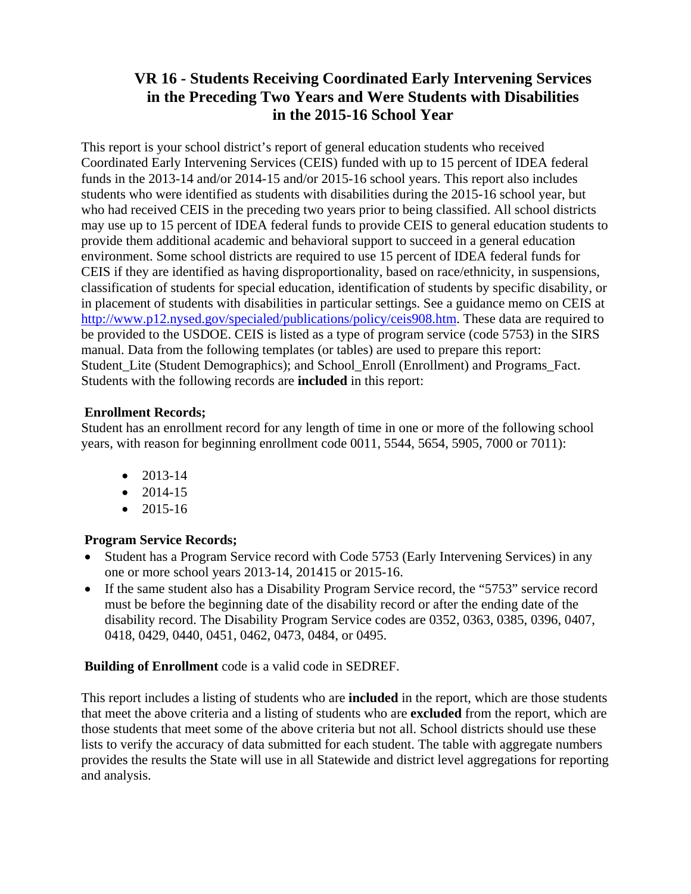# VR 16 - Students Receiving Coordinated Early Intervening Services in the Preceding Two Years and Were Students with Disabilities in the 2015-16 School Year

This report is your school district's report of general education students who received Coordinated Early Intervening Services (CEIS) funded with up to 15 percent of IDEA federal funds in the 2013-14 and/or 2014-15 and/or 2015-16 school years. This report also includes students who were identified as students with disabilities during the 2015-16 school year, but who had received CEIS in the preceding two years prior to being classified. All school districts may use up to 15 percent of IDEA federal funds to provide CEIS to general education students to provide them additional academic and behavioral support to succeed in a general education environment. Some school districts are required to use 15 percent of IDEA federal funds for CEIS if they are identified as having disproportionality, based on race/ethnicity, in suspensions, classification of students for special education, identification of students by specific disability, or in placement of students with disabilities in particular settings. See a guidance memo on CEIS at http://www.p12.nysed.gov/specialed/publications/policy/ceis908.htm. These data are required to be provided to the USDOE. CEIS is listed as a type of program service (code 5753) in the SIRS manual. Data from the following templates (or tables) are used to prepare this report: Student_Lite (Student Demographics); and School_Enroll (Enrollment) and Programs_Fact. Students with the following records are **included** in this report:

**Enrollment Records;**

Student has an enrollment record for any length of time in one or more of the following school years, with reason for beginning enrollment code 0011, 5544, 5654, 5905, 7000 or 7011):

- 2013-14
- 2014-15
- 2015-16

**Program Service Records;**

- Student has a Program Service record with Code 5753 (Early Intervening Services) in any one or more school years 2013-14, 201415 or 2015-16.
- If the same student also has a Disability Program Service record, the "5753" service record must be before the beginning date of the disability record or after the ending date of the disability record. The Disability Program Service codes are 0352, 0363, 0385, 0396, 0407, 0418, 0429, 0440, 0451, 0462, 0473, 0484, or 0495.

**Building of Enrollment** code is a valid code in SEDREF.

This report includes a listing of students who are **included** in the report, which are those students that meet the above criteria and a listing of students who are **excluded** from the report, which are those students that meet some of the above criteria but not all. School districts should use these lists to verify the accuracy of data submitted for each student. The table with aggregate numbers provides the results the State will use in all Statewide and district level aggregations for reporting and analysis.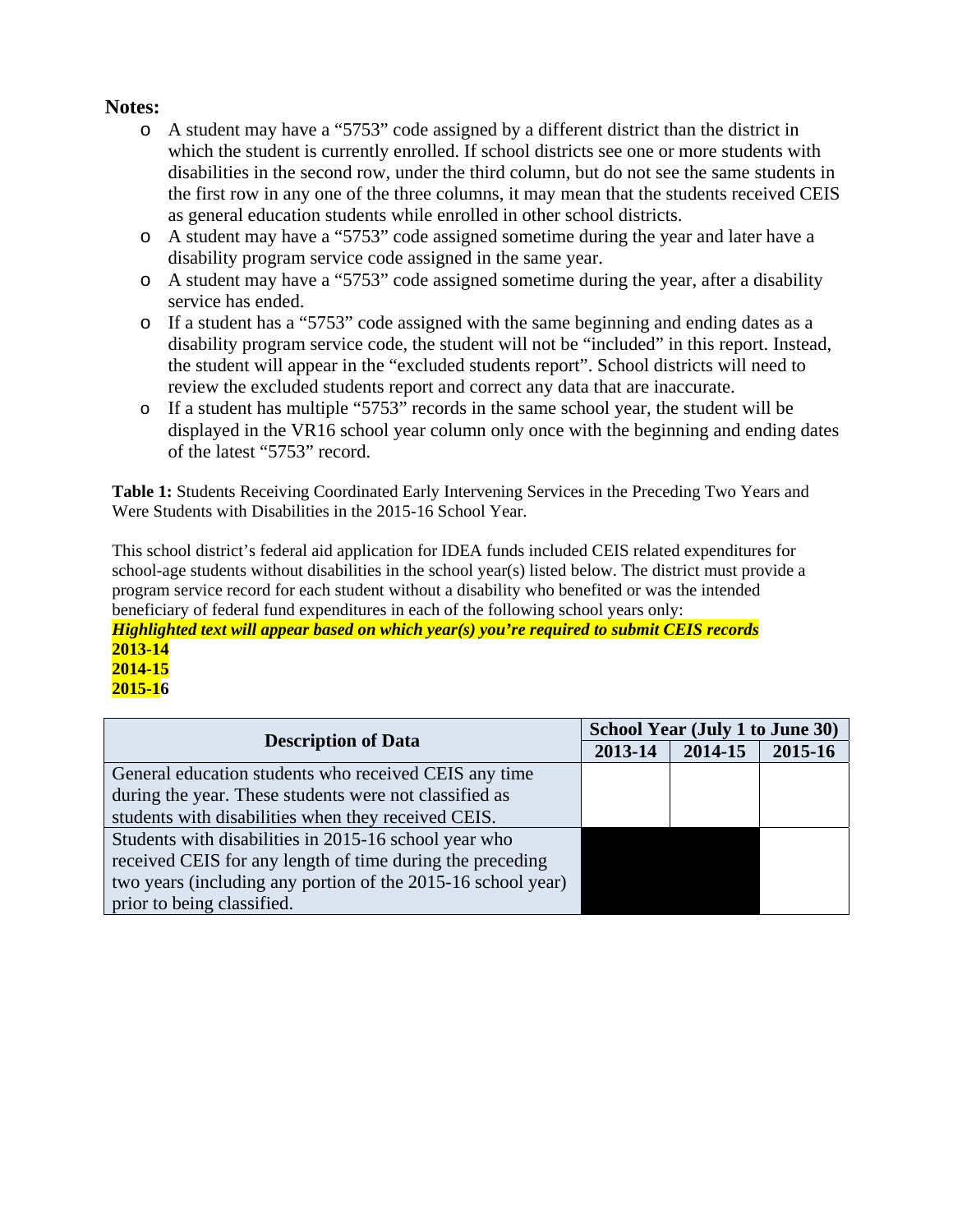**Notes:**

- A student may have a "5753" code assigned by a different district than the district in which the student is currently enrolled. If school districts see one or more students with disabilities in the second row, under the third column, but do not see the same students in the first row in any one of the three columns, it may mean that the students received CEIS as general education students while enrolled in other school districts.
- A student may have a "5753" code assigned sometime during the year and later have a disability program service code assigned in the same year.
- A student may have a "5753" code assigned sometime during the year, after a disability service has ended.
- If a student has a "5753" code assigned with the same beginning and ending dates as a disability program service code, the student will not be "included" in this report. Instead, the student will appear in the "excluded students report". School districts will need to review the excluded students report and correct any data that are inaccurate.
- If a student has multiple "5753" records in the same school year, the student will be displayed in the VR16 school year column only once with the beginning and ending dates of the latest "5753" record.

**Table 1:** Students Receiving Coordinated Early Intervening Services in the Preceding Two Years and Were Students with Disabilities in the 2015-16 School Year.

This school district's federal aid application for IDEA funds included CEIS related expenditures for school-age students without disabilities in the school year(s) listed below. The district must provide a program service record for each student without a disability who benefited or was the intended beneficiary of federal fund expenditures in each of the following school years only:

***Highlighted text will appear based on which year(s) you're required to submit CEIS records***

**2013-14**

**2014-15**

**2015-16**

| Description of Data | School Year (July 1 to June 30) | | |
|---|---|---|---|
| | 2013-14 | 2014-15 | 2015-16 |
| General education students who received CEIS any time during the year. These students were not classified as students with disabilities when they received CEIS. | | | |
| Students with disabilities in 2015-16 school year who received CEIS for any length of time during the preceding two years (including any portion of the 2015-16 school year) prior to being classified. | | | |